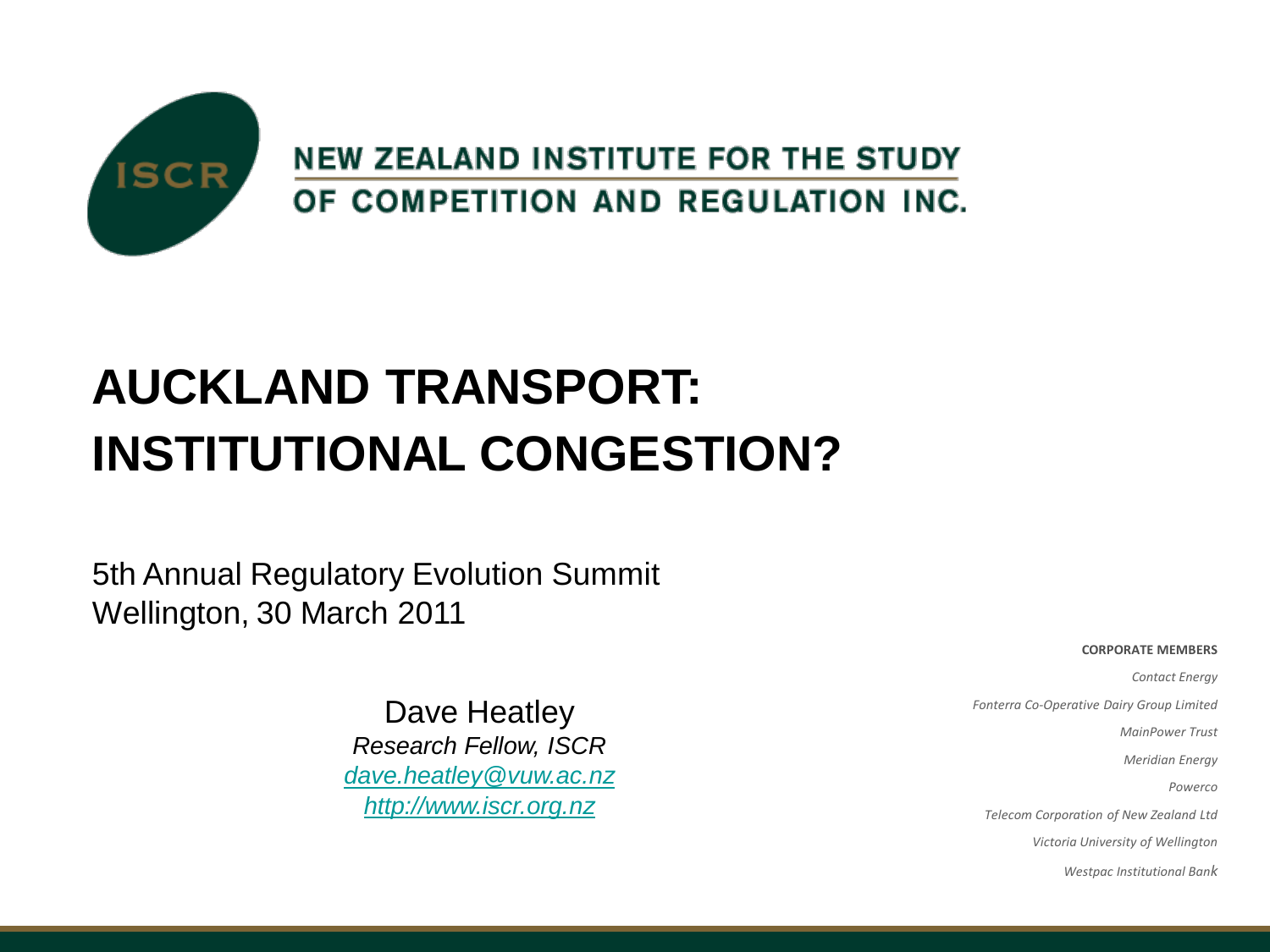ISCR

NEW ZEALAND INSTITUTE FOR THE STUDY OF COMPETITION AND REGULATION INC.

# AUCKLAND TRANSPORT: INSTITUTIONAL CONGESTION?

5th Annual Regulatory Evolution Summit
Wellington, 30 March 2011

Dave Heatley
*Research Fellow, ISCR*
*dave.heatley@vuw.ac.nz*
*http://www.iscr.org.nz*

**CORPORATE MEMBERS**

*Contact Energy*

*Fonterra Co-Operative Dairy Group Limited*

*MainPower Trust*

*Meridian Energy*

*Powerco*

*Telecom Corporation of New Zealand Ltd*

*Victoria University of Wellington*

*Westpac Institutional Bank*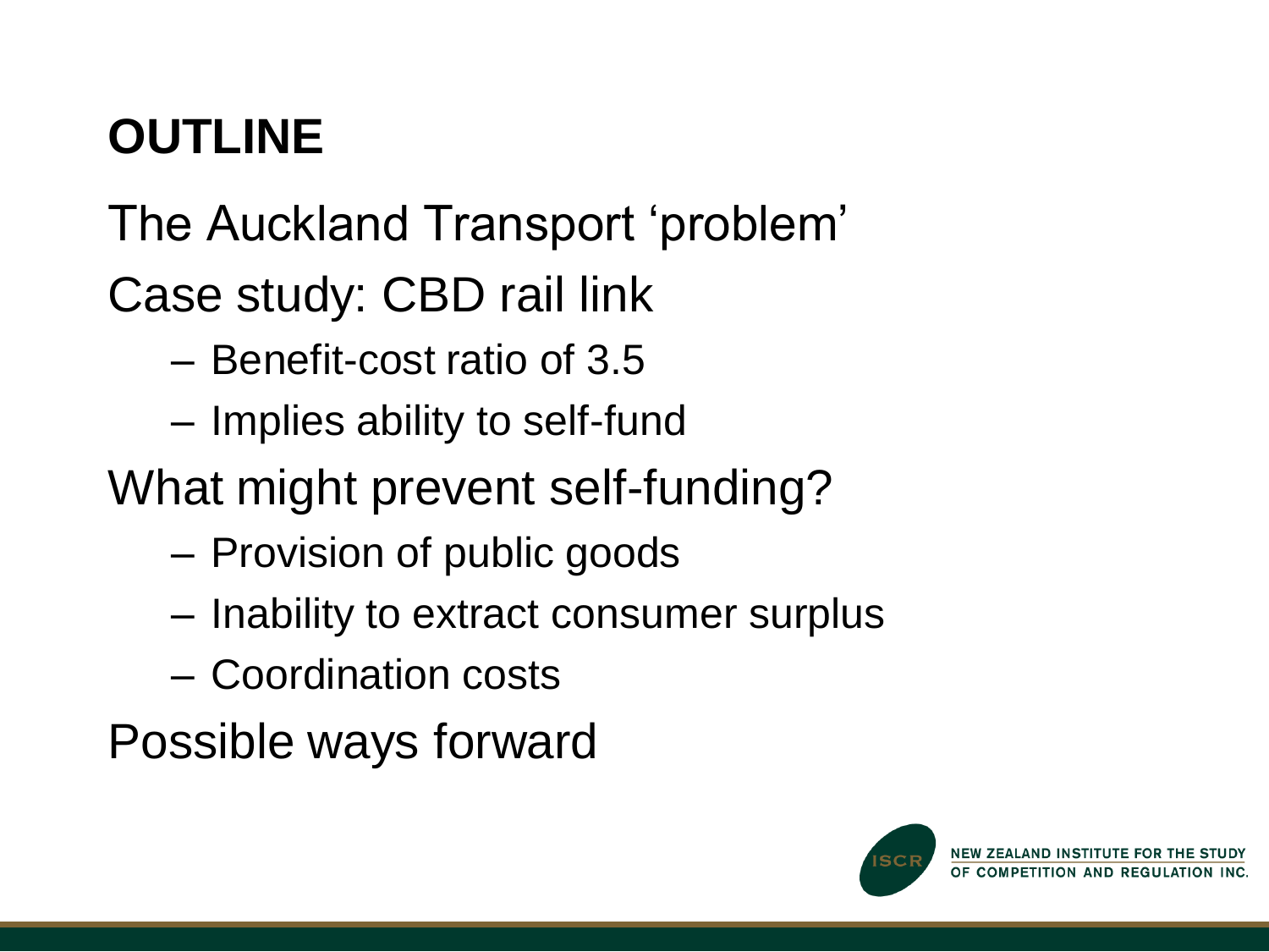# OUTLINE

The Auckland Transport ‘problem’

Case study: CBD rail link

- Benefit-cost ratio of 3.5
- Implies ability to self-fund

What might prevent self-funding?

- Provision of public goods
- Inability to extract consumer surplus
- Coordination costs

Possible ways forward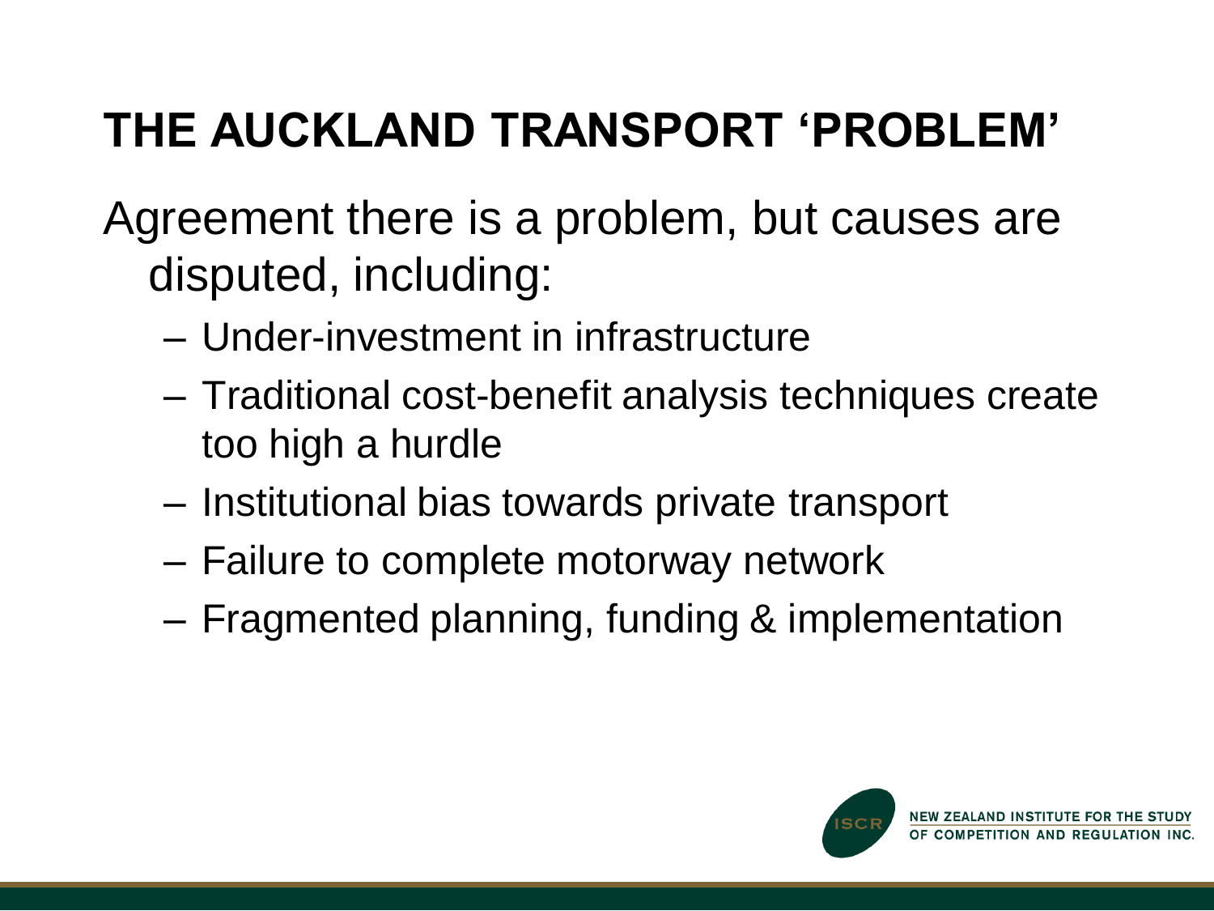# THE AUCKLAND TRANSPORT 'PROBLEM'

Agreement there is a problem, but causes are disputed, including:

- Under-investment in infrastructure
- Traditional cost-benefit analysis techniques create too high a hurdle
- Institutional bias towards private transport
- Failure to complete motorway network
- Fragmented planning, funding & implementation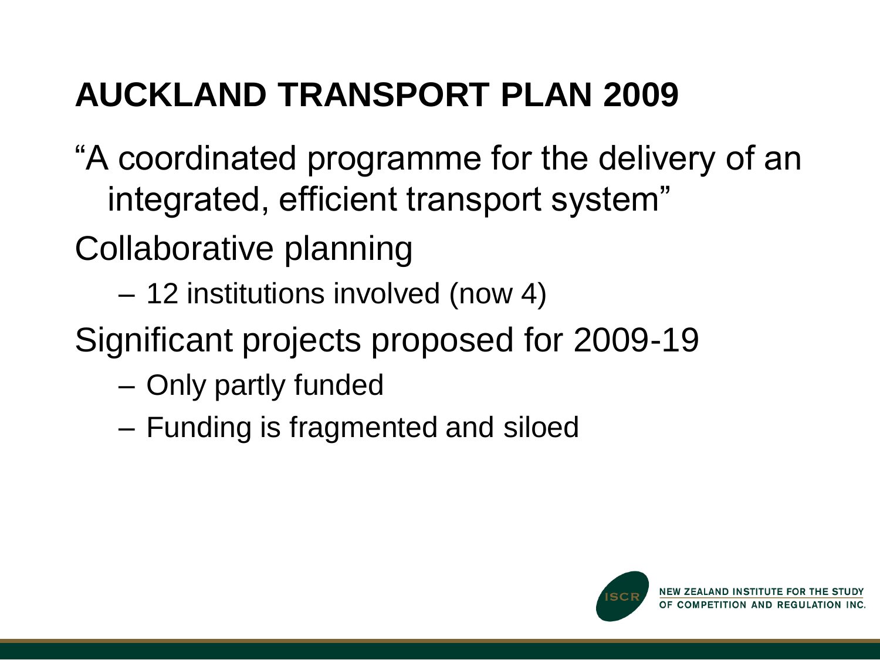# AUCKLAND TRANSPORT PLAN 2009

"A coordinated programme for the delivery of an integrated, efficient transport system"

Collaborative planning

- 12 institutions involved (now 4)

Significant projects proposed for 2009-19

- Only partly funded
- Funding is fragmented and siloed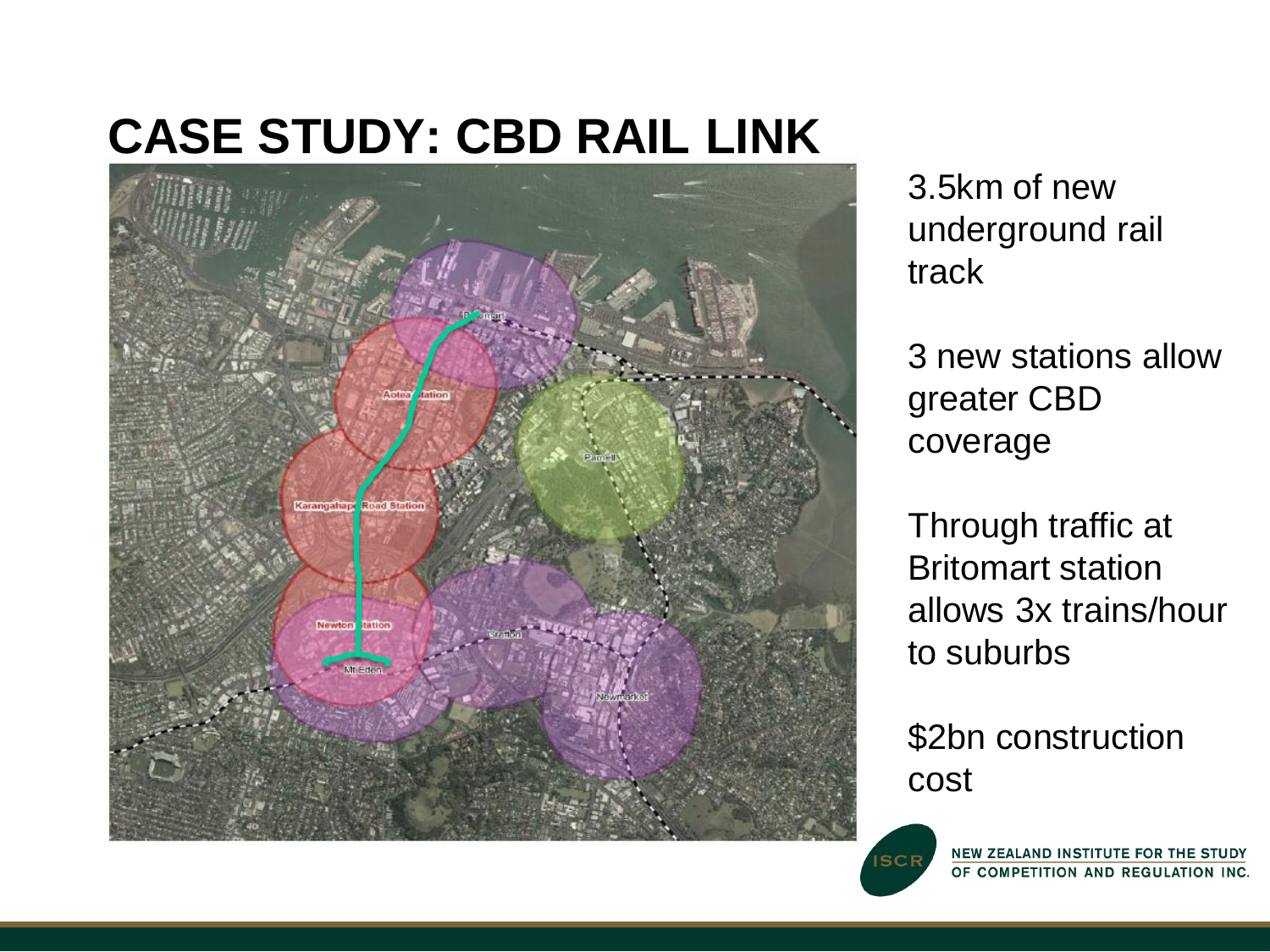# CASE STUDY: CBD RAIL LINK

3.5km of new underground rail track

3 new stations allow greater CBD coverage

Through traffic at Britomart station allows 3x trains/hour to suburbs

$2bn construction cost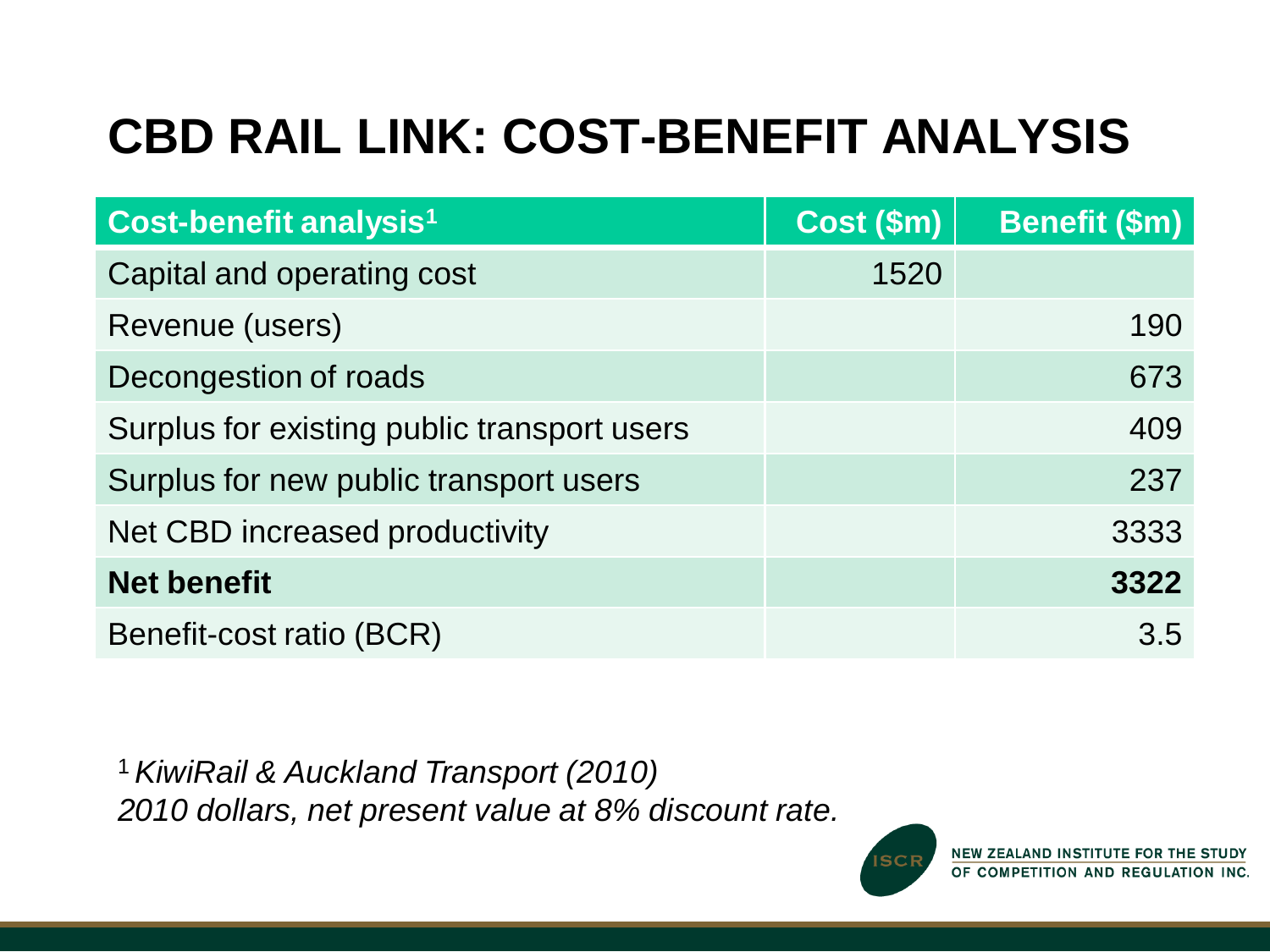# CBD RAIL LINK: COST-BENEFIT ANALYSIS

| Cost-benefit analysis[1] | Cost ($m) | Benefit ($m) |
| --- | --- | --- |
| Capital and operating cost | 1520 | |
| Revenue (users) | | 190 |
| Decongestion of roads | | 673 |
| Surplus for existing public transport users | | 409 |
| Surplus for new public transport users | | 237 |
| Net CBD increased productivity | | 3333 |
| **Net benefit** | | **3322** |
| Benefit-cost ratio (BCR) | | 3.5 |

[1] *KiwiRail & Auckland Transport (2010)*
*2010 dollars, net present value at 8% discount rate.*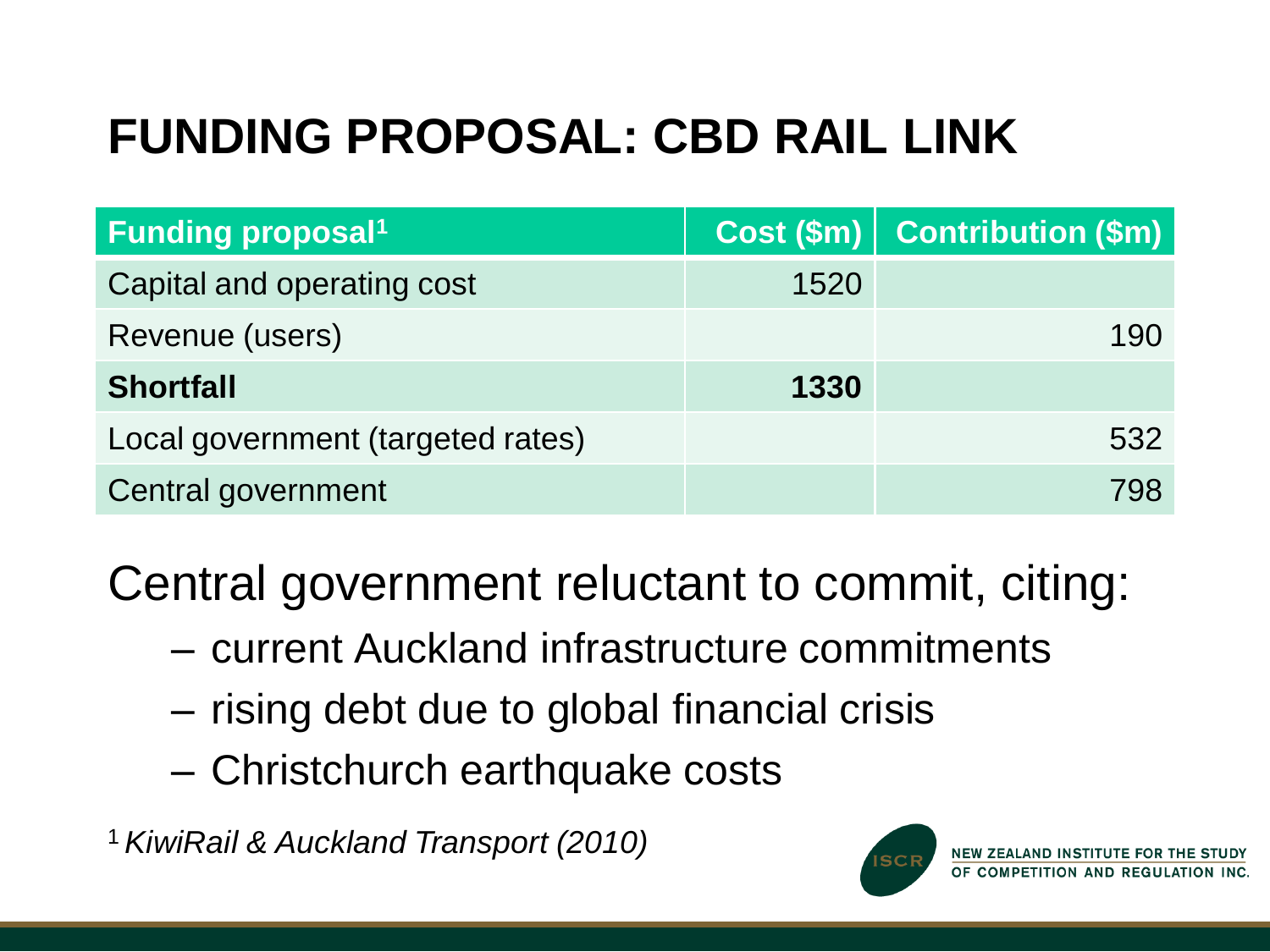# FUNDING PROPOSAL: CBD RAIL LINK

| Funding proposal[1] | Cost ($m) | Contribution ($m) |
|---|---|---|
| Capital and operating cost | 1520 | |
| Revenue (users) | | 190 |
| **Shortfall** | **1330** | |
| Local government (targeted rates) | | 532 |
| Central government | | 798 |

Central government reluctant to commit, citing:

- current Auckland infrastructure commitments
- rising debt due to global financial crisis
- Christchurch earthquake costs

[1] *KiwiRail & Auckland Transport (2010)*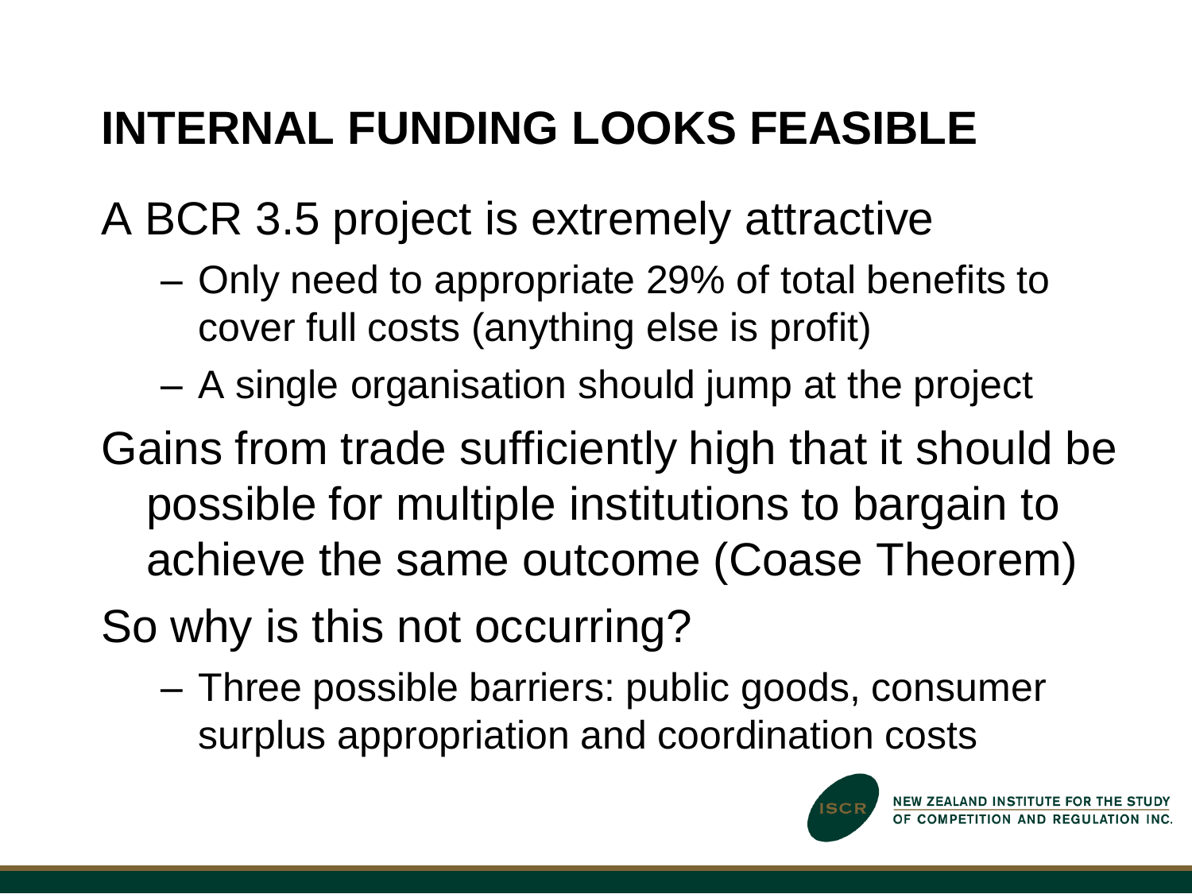# INTERNAL FUNDING LOOKS FEASIBLE

A BCR 3.5 project is extremely attractive

- Only need to appropriate 29% of total benefits to cover full costs (anything else is profit)
- A single organisation should jump at the project

Gains from trade sufficiently high that it should be possible for multiple institutions to bargain to achieve the same outcome (Coase Theorem)

So why is this not occurring?

- Three possible barriers: public goods, consumer surplus appropriation and coordination costs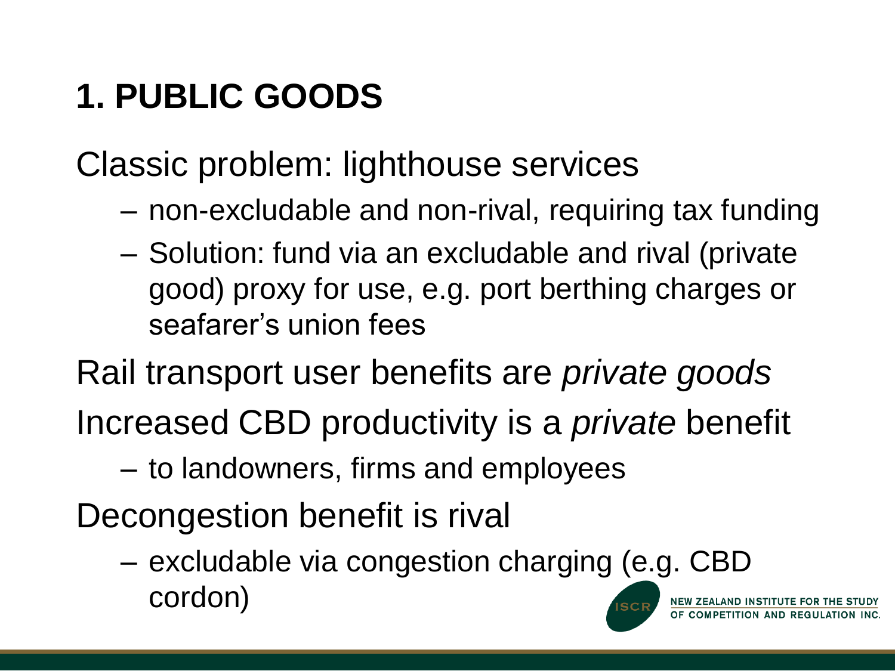# 1. PUBLIC GOODS

Classic problem: lighthouse services

- non-excludable and non-rival, requiring tax funding
- Solution: fund via an excludable and rival (private good) proxy for use, e.g. port berthing charges or seafarer's union fees

Rail transport user benefits are *private goods*

Increased CBD productivity is a *private* benefit

- to landowners, firms and employees

Decongestion benefit is rival

- excludable via congestion charging (e.g. CBD cordon)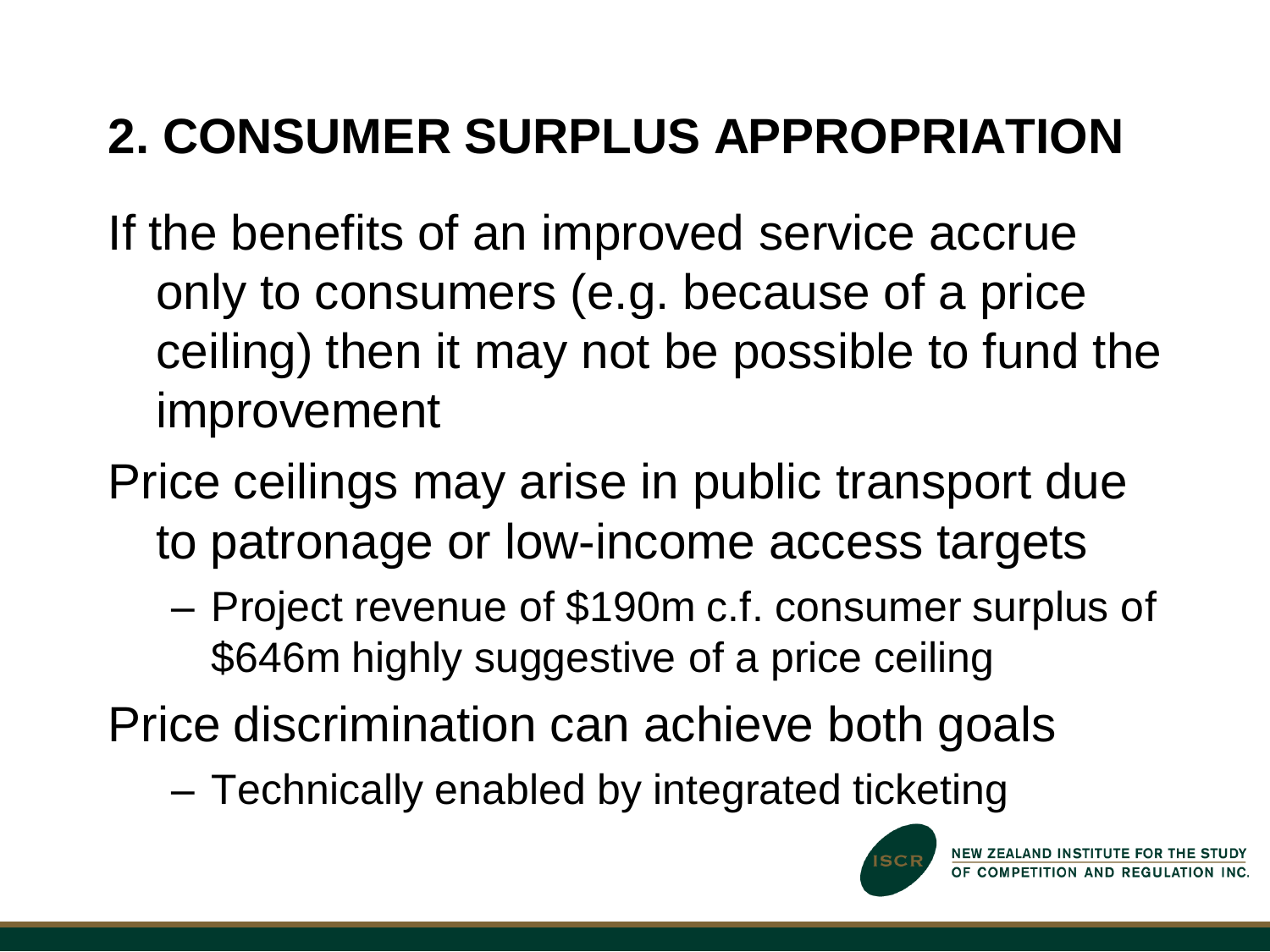## 2. CONSUMER SURPLUS APPROPRIATION

If the benefits of an improved service accrue only to consumers (e.g. because of a price ceiling) then it may not be possible to fund the improvement

Price ceilings may arise in public transport due to patronage or low-income access targets

- Project revenue of $190m c.f. consumer surplus of $646m highly suggestive of a price ceiling

Price discrimination can achieve both goals

- Technically enabled by integrated ticketing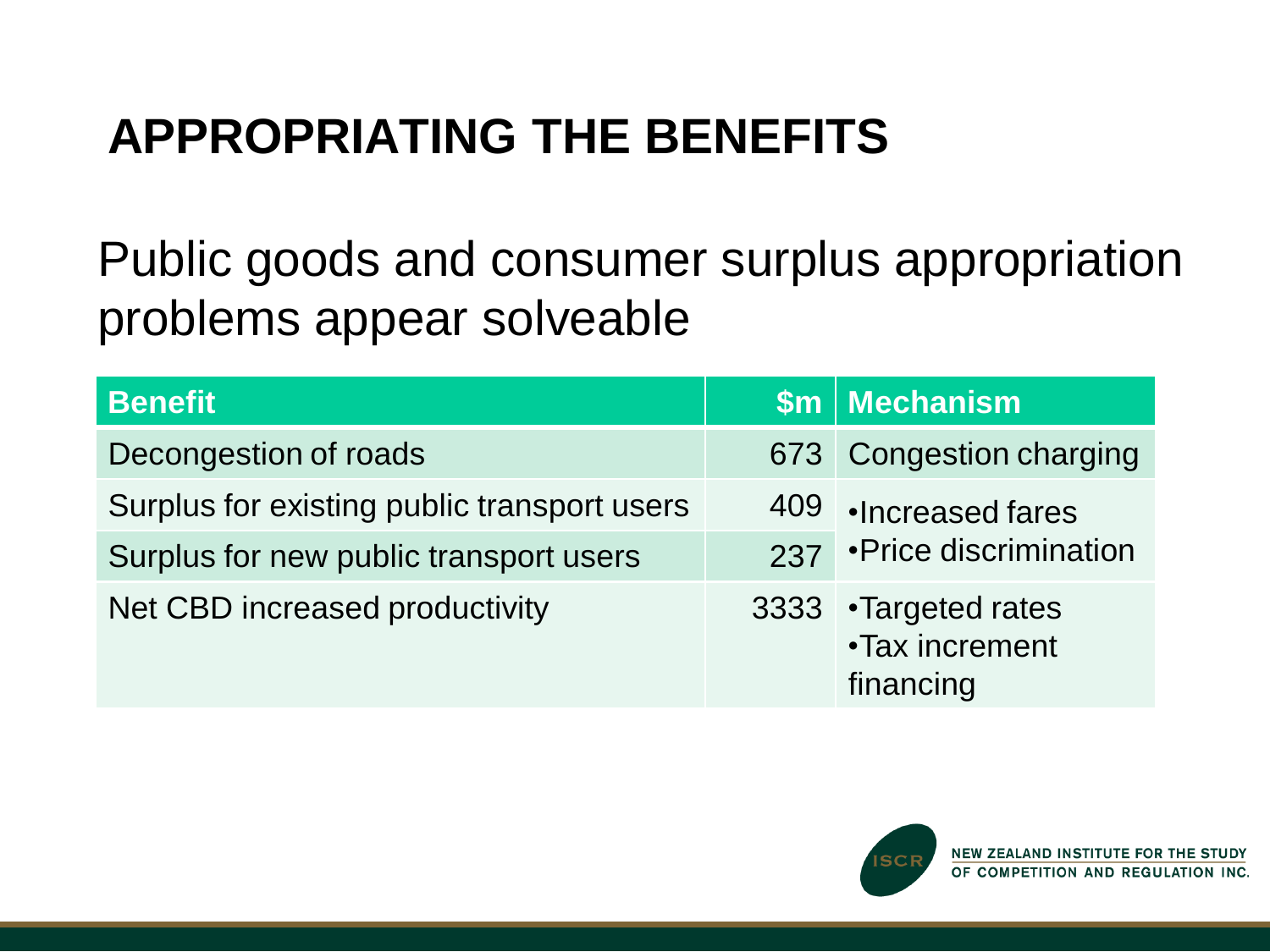# APPROPRIATING THE BENEFITS

Public goods and consumer surplus appropriation problems appear solveable

| Benefit | $m | Mechanism |
|---|---|---|
| Decongestion of roads | 673 | Congestion charging |
| Surplus for existing public transport users | 409 | •Increased fares •Price discrimination |
| Surplus for new public transport users | 237 | |
| Net CBD increased productivity | 3333 | •Targeted rates •Tax increment financing |

NEW ZEALAND INSTITUTE FOR THE STUDY OF COMPETITION AND REGULATION INC.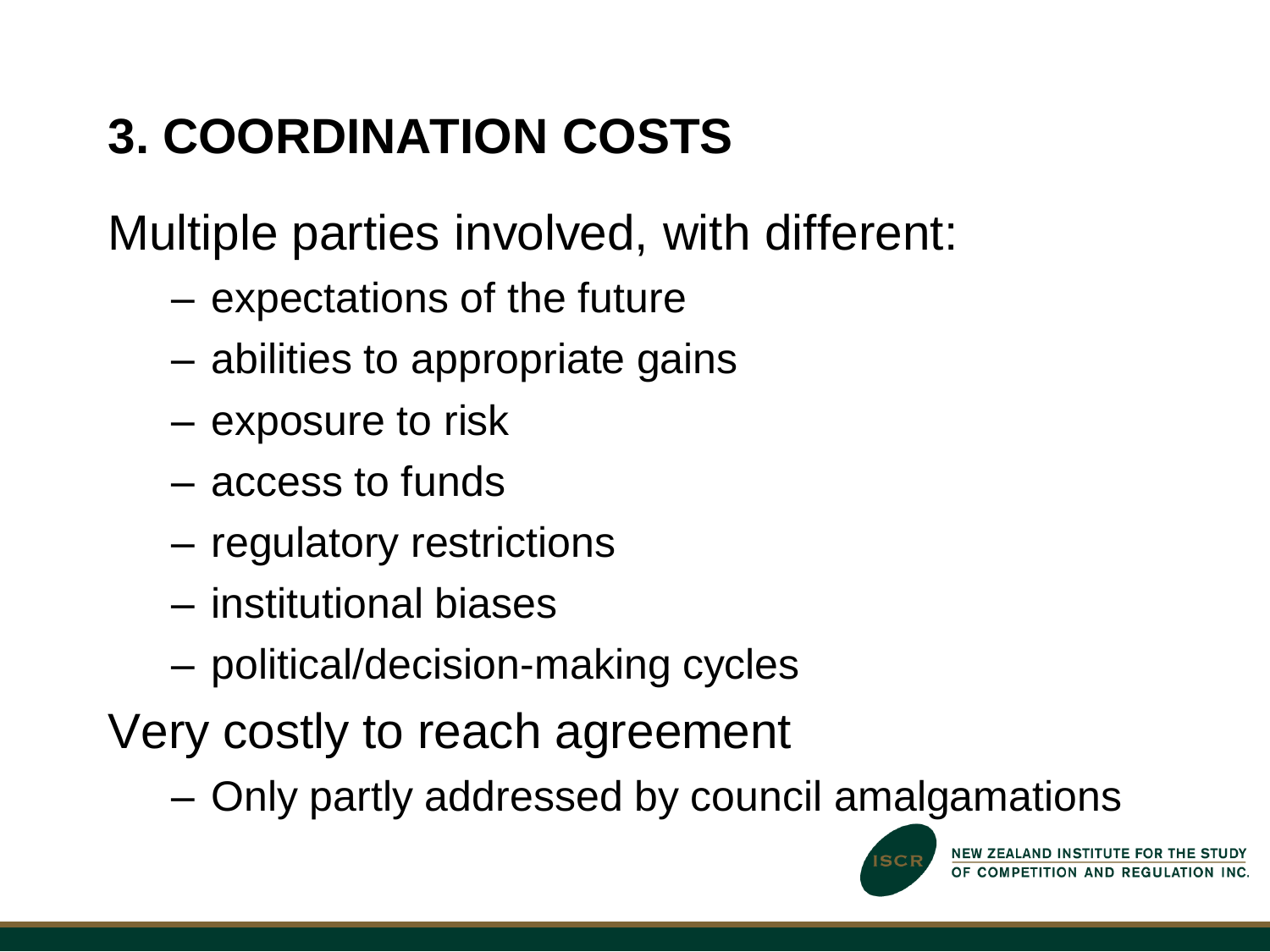# 3. COORDINATION COSTS

Multiple parties involved, with different:

- expectations of the future
- abilities to appropriate gains
- exposure to risk
- access to funds
- regulatory restrictions
- institutional biases
- political/decision-making cycles

Very costly to reach agreement

- Only partly addressed by council amalgamations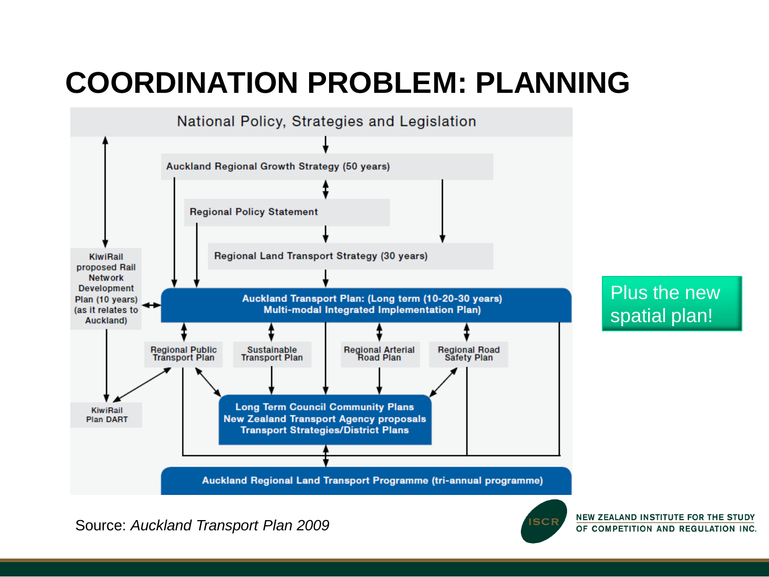# COORDINATION PROBLEM: PLANNING

National Policy, Strategies and Legislation

Auckland Regional Growth Strategy (50 years)

Regional Policy Statement

Regional Land Transport Strategy (30 years)

KiwiRail proposed Rail Network Development Plan (10 years) (as it relates to Auckland)

**Auckland Transport Plan: (Long term (10-20-30 years) Multi-modal Integrated Implementation Plan)**

Regional Public Transport Plan

Sustainable Transport Plan

Regional Arterial Road Plan

Regional Road Safety Plan

KiwiRail Plan DART

**Long Term Council Community Plans**
**New Zealand Transport Agency proposals**
**Transport Strategies/District Plans**

**Auckland Regional Land Transport Programme (tri-annual programme)**

Plus the new spatial plan!

Source: *Auckland Transport Plan 2009*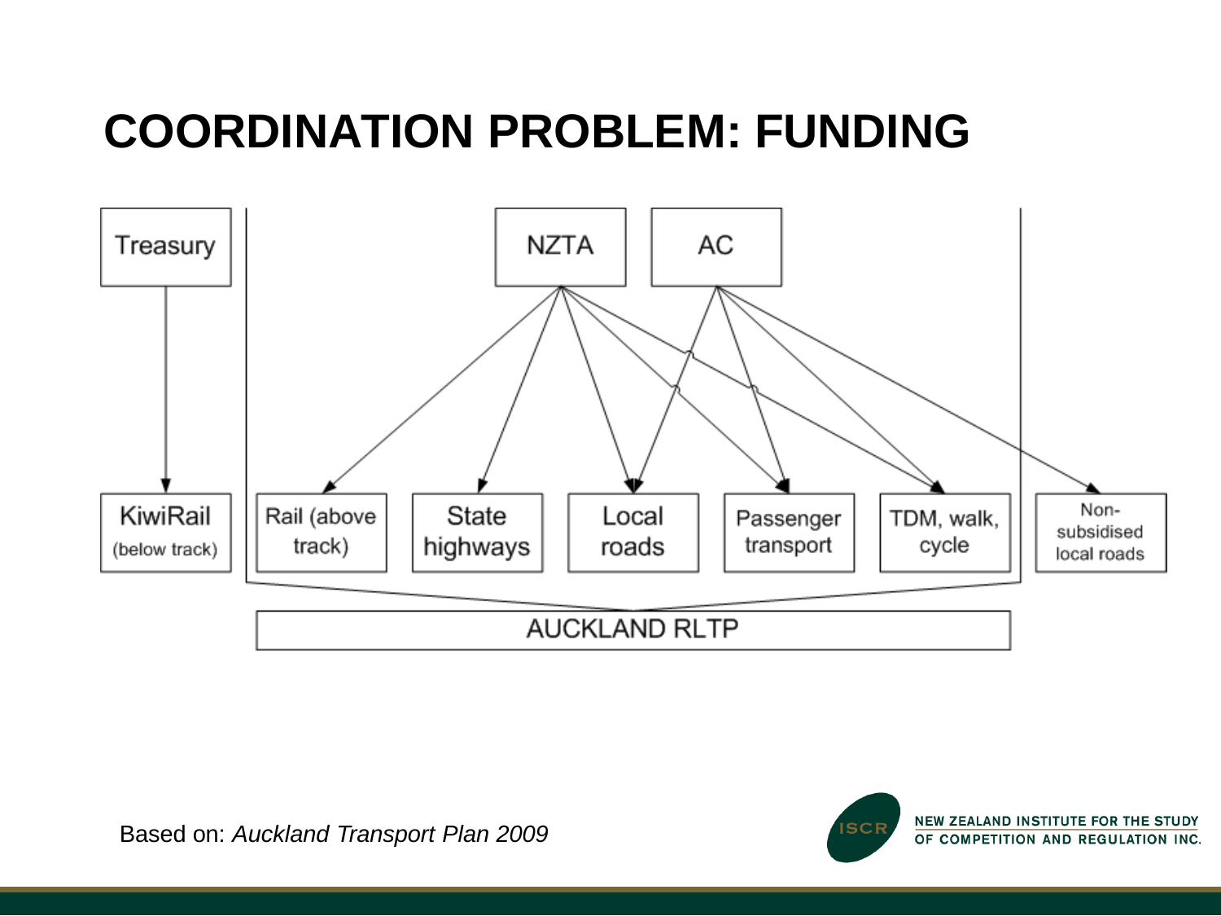# COORDINATION PROBLEM: FUNDING

Treasury

NZTA

AC

KiwiRail (below track)

Rail (above track)

State highways

Local roads

Passenger transport

TDM, walk, cycle

Non-subsidised local roads

AUCKLAND RLTP

Based on: *Auckland Transport Plan 2009*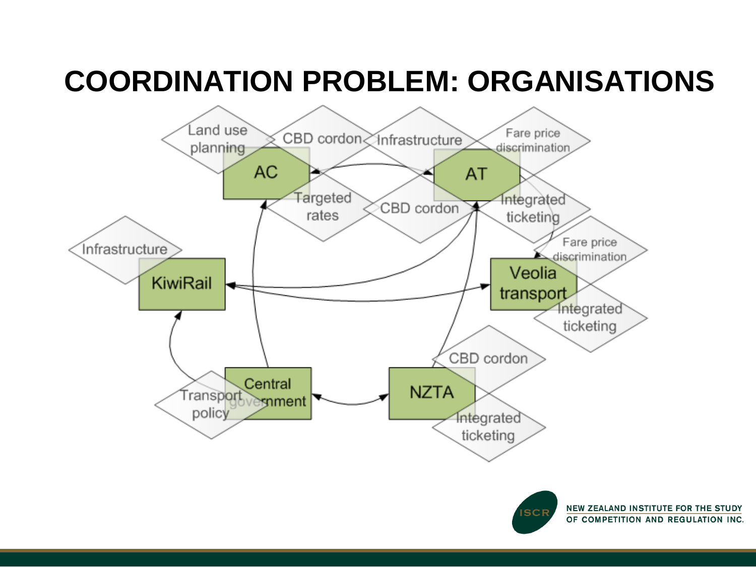# COORDINATION PROBLEM: ORGANISATIONS

Land use planning

CBD cordon

Infrastructure

Fare price discrimination

AC

AT

Targeted rates

CBD cordon

Integrated ticketing

Infrastructure

Fare price discrimination

KiwiRail

Veolia transport

Integrated ticketing

CBD cordon

Transport policy

Central government

NZTA

Integrated ticketing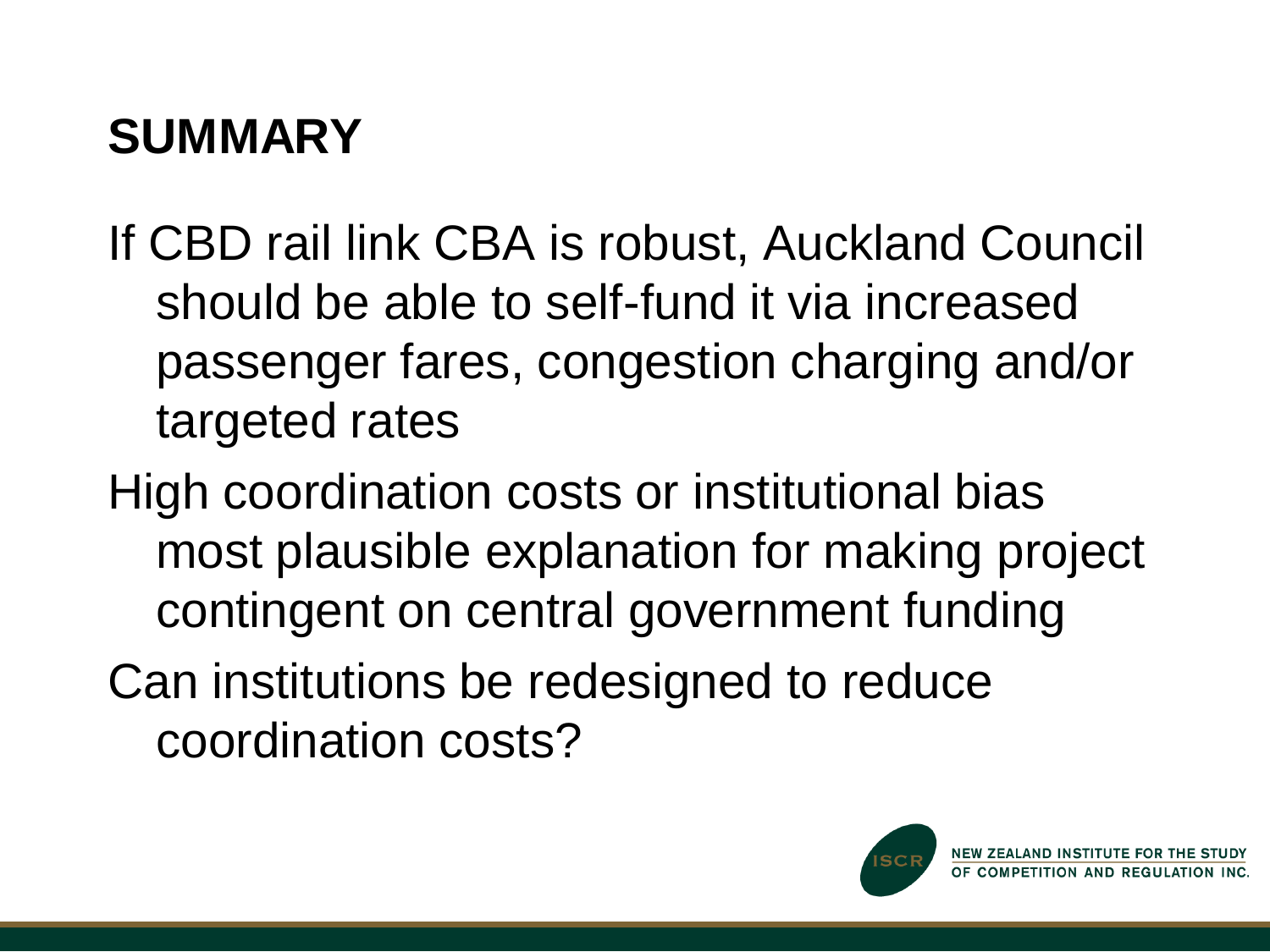# SUMMARY

If CBD rail link CBA is robust, Auckland Council should be able to self-fund it via increased passenger fares, congestion charging and/or targeted rates

High coordination costs or institutional bias most plausible explanation for making project contingent on central government funding

Can institutions be redesigned to reduce coordination costs?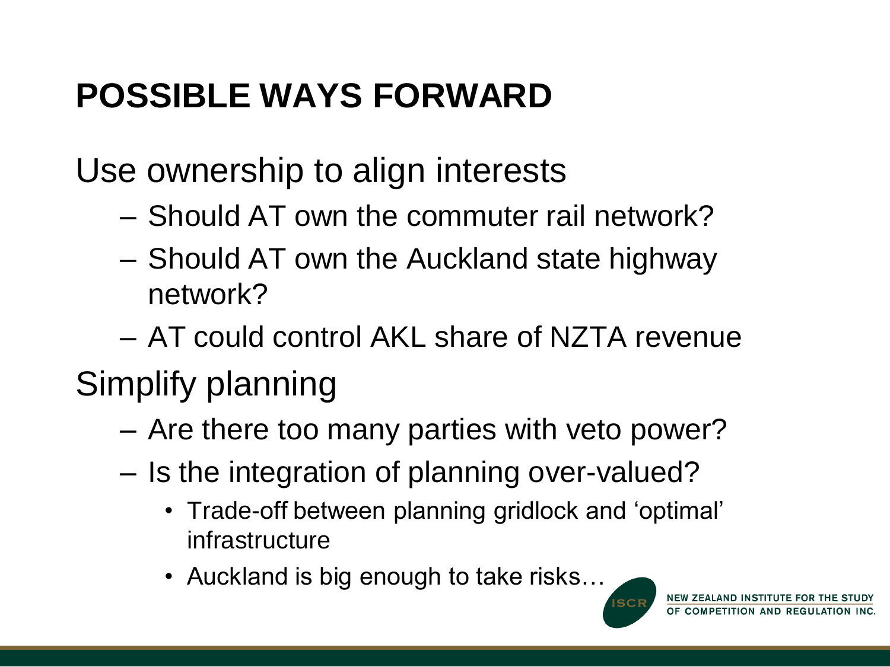# POSSIBLE WAYS FORWARD

Use ownership to align interests

- Should AT own the commuter rail network?
- Should AT own the Auckland state highway network?
- AT could control AKL share of NZTA revenue

Simplify planning

- Are there too many parties with veto power?
- Is the integration of planning over-valued?
  - Trade-off between planning gridlock and 'optimal' infrastructure
  - Auckland is big enough to take risks…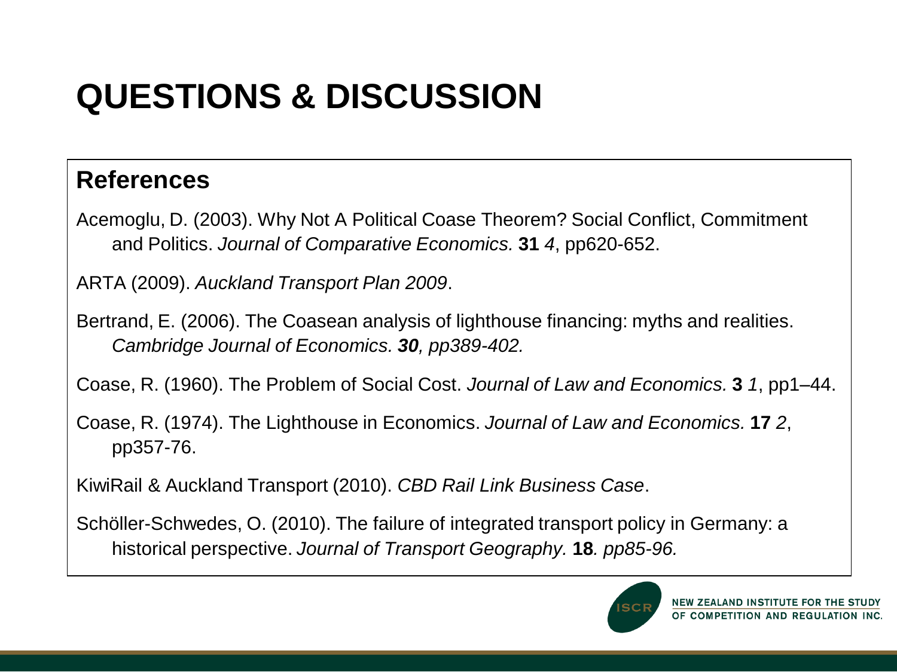# QUESTIONS & DISCUSSION

## References

Acemoglu, D. (2003). Why Not A Political Coase Theorem? Social Conflict, Commitment and Politics. *Journal of Comparative Economics.* **31** *4*, pp620-652.

ARTA (2009). *Auckland Transport Plan 2009*.

Bertrand, E. (2006). The Coasean analysis of lighthouse financing: myths and realities. *Cambridge Journal of Economics.* ***30**, pp389-402.*

Coase, R. (1960). The Problem of Social Cost. *Journal of Law and Economics.* **3** *1*, pp1–44.

Coase, R. (1974). The Lighthouse in Economics. *Journal of Law and Economics.* **17** *2*, pp357-76.

KiwiRail & Auckland Transport (2010). *CBD Rail Link Business Case*.

Schöller-Schwedes, O. (2010). The failure of integrated transport policy in Germany: a historical perspective. *Journal of Transport Geography.* **18***. pp85-96.*